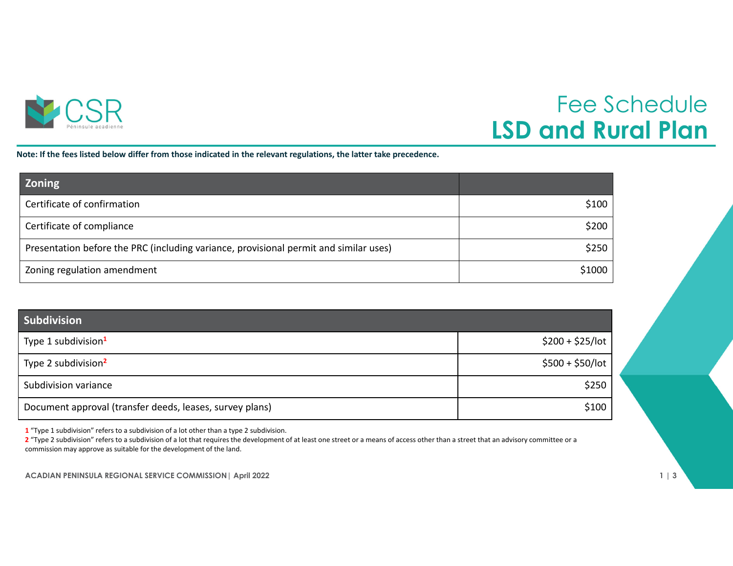CSR
Péninsule acadienne

# Fee Schedule
# LSD and Rural Plan

**Note: If the fees listed below differ from those indicated in the relevant regulations, the latter take precedence.**

| Zoning | |
|---|---|
| Certificate of confirmation | $100 |
| Certificate of compliance | $200 |
| Presentation before the PRC (including variance, provisional permit and similar uses) | $250 |
| Zoning regulation amendment | $1000 |

| Subdivision | |
|---|---|
| Type 1 subdivision[1] | $200 + $25/lot |
| Type 2 subdivision[2] | $500 + $50/lot |
| Subdivision variance | $250 |
| Document approval (transfer deeds, leases, survey plans) | $100 |

1 "Type 1 subdivision" refers to a subdivision of a lot other than a type 2 subdivision.

2 "Type 2 subdivision" refers to a subdivision of a lot that requires the development of at least one street or a means of access other than a street that an advisory committee or a commission may approve as suitable for the development of the land.

ACADIAN PENINSULA REGIONAL SERVICE COMMISSION | April 2022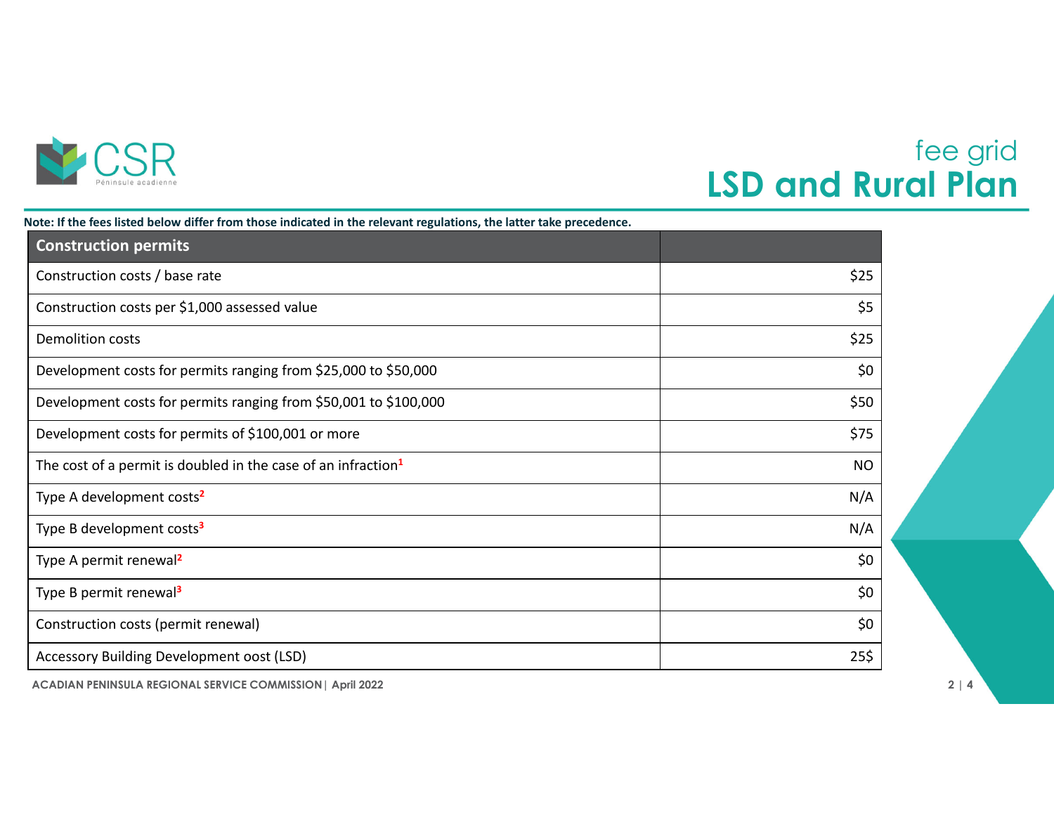# fee grid
## LSD and Rural Plan

**Note: If the fees listed below differ from those indicated in the relevant regulations, the latter take precedence.**

| Construction permits | |
|---|---:|
| Construction costs / base rate | $25 |
| Construction costs per $1,000 assessed value | $5 |
| Demolition costs | $25 |
| Development costs for permits ranging from $25,000 to $50,000 | $0 |
| Development costs for permits ranging from $50,001 to $100,000 | $50 |
| Development costs for permits of $100,001 or more | $75 |
| The cost of a permit is doubled in the case of an infraction[1] | NO |
| Type A development costs[2] | N/A |
| Type B development costs[3] | N/A |
| Type A permit renewal[2] | $0 |
| Type B permit renewal[3] | $0 |
| Construction costs (permit renewal) | $0 |
| Accessory Building Development oost (LSD) | 25$ |

ACADIAN PENINSULA REGIONAL SERVICE COMMISSION | April 2022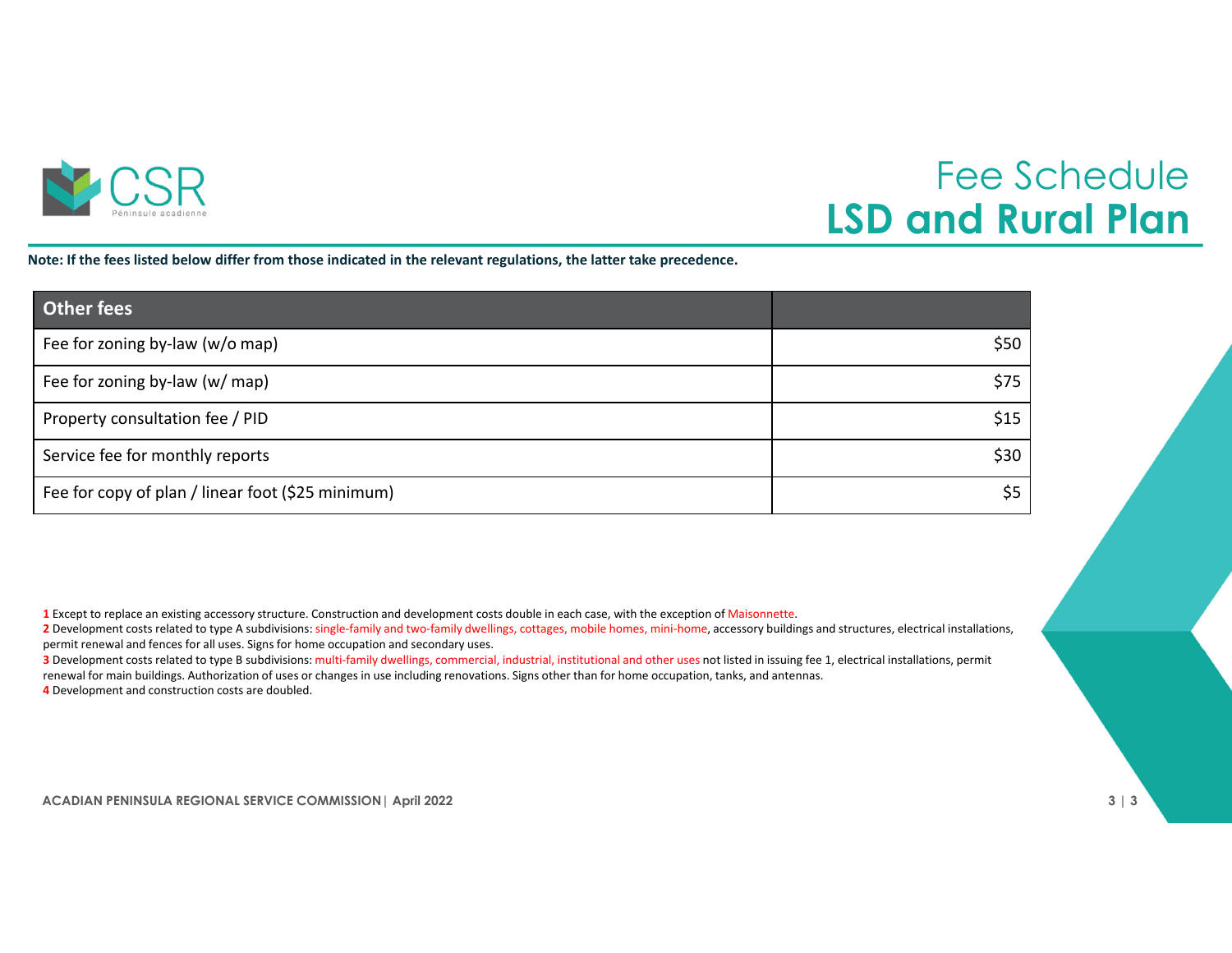# Fee Schedule
## LSD and Rural Plan

**Note: If the fees listed below differ from those indicated in the relevant regulations, the latter take precedence.**

| Other fees | |
|---|---:|
| Fee for zoning by-law (w/o map) | $50 |
| Fee for zoning by-law (w/ map) | $75 |
| Property consultation fee / PID | $15 |
| Service fee for monthly reports | $30 |
| Fee for copy of plan / linear foot ($25 minimum) | $5 |

**1** Except to replace an existing accessory structure. Construction and development costs double in each case, with the exception of Maisonnette.
**2** Development costs related to type A subdivisions: single-family and two-family dwellings, cottages, mobile homes, mini-home, accessory buildings and structures, electrical installations, permit renewal and fences for all uses. Signs for home occupation and secondary uses.
**3** Development costs related to type B subdivisions: multi-family dwellings, commercial, industrial, institutional and other uses not listed in issuing fee 1, electrical installations, permit renewal for main buildings. Authorization of uses or changes in use including renovations. Signs other than for home occupation, tanks, and antennas.
**4** Development and construction costs are doubled.

ACADIAN PENINSULA REGIONAL SERVICE COMMISSION | April 2022